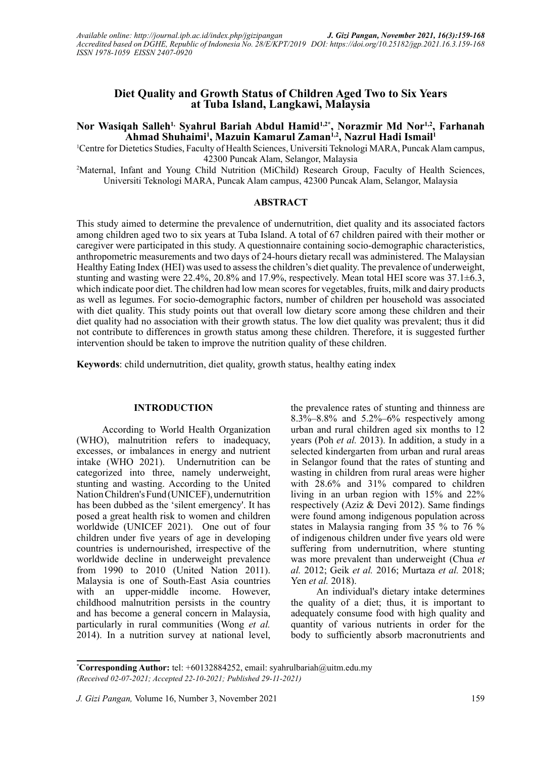# Diet Quality and Growth Status of Children Aged Two to Six Years at Tuba Island, Langkawi, Malaysia

**Nor Wasiqah Salleh[1], Syahrul Bariah Abdul Hamid[1,2*], Norazmir Md Nor[1,2], Farhanah Ahmad Shuhaimi[1], Mazuin Kamarul Zaman[1,2], Nazrul Hadi Ismail[1]**

[1]Centre for Dietetics Studies, Faculty of Health Sciences, Universiti Teknologi MARA, Puncak Alam campus, 42300 Puncak Alam, Selangor, Malaysia

[2]Maternal, Infant and Young Child Nutrition (MiChild) Research Group, Faculty of Health Sciences, Universiti Teknologi MARA, Puncak Alam campus, 42300 Puncak Alam, Selangor, Malaysia

## ABSTRACT

This study aimed to determine the prevalence of undernutrition, diet quality and its associated factors among children aged two to six years at Tuba Island. A total of 67 children paired with their mother or caregiver were participated in this study. A questionnaire containing socio-demographic characteristics, anthropometric measurements and two days of 24-hours dietary recall was administered. The Malaysian Healthy Eating Index (HEI) was used to assess the children's diet quality. The prevalence of underweight, stunting and wasting were 22.4%, 20.8% and 17.9%, respectively. Mean total HEI score was 37.1±6.3, which indicate poor diet. The children had low mean scores for vegetables, fruits, milk and dairy products as well as legumes. For socio-demographic factors, number of children per household was associated with diet quality. This study points out that overall low dietary score among these children and their diet quality had no association with their growth status. The low diet quality was prevalent; thus it did not contribute to differences in growth status among these children. Therefore, it is suggested further intervention should be taken to improve the nutrition quality of these children.

**Keywords**: child undernutrition, diet quality, growth status, healthy eating index

## INTRODUCTION

According to World Health Organization (WHO), malnutrition refers to inadequacy, excesses, or imbalances in energy and nutrient intake (WHO 2021). Undernutrition can be categorized into three, namely underweight, stunting and wasting. According to the United Nation Children's Fund (UNICEF), undernutrition has been dubbed as the 'silent emergency'. It has posed a great health risk to women and children worldwide (UNICEF 2021). One out of four children under five years of age in developing countries is undernourished, irrespective of the worldwide decline in underweight prevalence from 1990 to 2010 (United Nation 2011). Malaysia is one of South-East Asia countries with an upper-middle income. However, childhood malnutrition persists in the country and has become a general concern in Malaysia, particularly in rural communities (Wong *et al.* 2014). In a nutrition survey at national level, the prevalence rates of stunting and thinness are 8.3%–8.8% and 5.2%–6% respectively among urban and rural children aged six months to 12 years (Poh *et al.* 2013). In addition, a study in a selected kindergarten from urban and rural areas in Selangor found that the rates of stunting and wasting in children from rural areas were higher with 28.6% and 31% compared to children living in an urban region with 15% and 22% respectively (Aziz & Devi 2012). Same findings were found among indigenous population across states in Malaysia ranging from 35 % to 76 % of indigenous children under five years old were suffering from undernutrition, where stunting was more prevalent than underweight (Chua *et al.* 2012; Geik *et al.* 2016; Murtaza *et al.* 2018; Yen *et al.* 2018).

An individual's dietary intake determines the quality of a diet; thus, it is important to adequately consume food with high quality and quantity of various nutrients in order for the body to sufficiently absorb macronutrients and

*Corresponding Author: tel: +60132884252, email: syahrulbariah@uitm.edu.my

*(Received 02-07-2021; Accepted 22-10-2021; Published 29-11-2021)*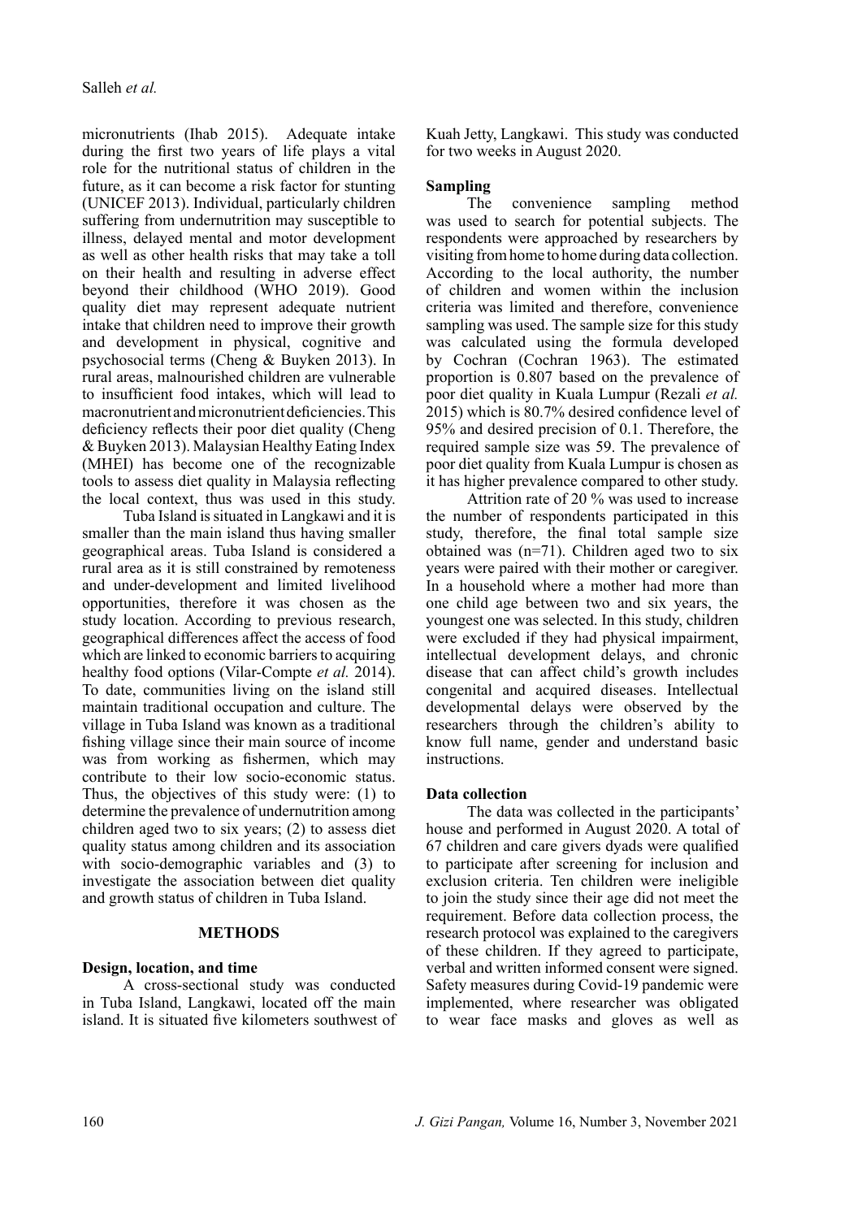micronutrients (Ihab 2015). Adequate intake during the first two years of life plays a vital role for the nutritional status of children in the future, as it can become a risk factor for stunting (UNICEF 2013). Individual, particularly children suffering from undernutrition may susceptible to illness, delayed mental and motor development as well as other health risks that may take a toll on their health and resulting in adverse effect beyond their childhood (WHO 2019). Good quality diet may represent adequate nutrient intake that children need to improve their growth and development in physical, cognitive and psychosocial terms (Cheng & Buyken 2013). In rural areas, malnourished children are vulnerable to insufficient food intakes, which will lead to macronutrient and micronutrient deficiencies. This deficiency reflects their poor diet quality (Cheng & Buyken 2013). Malaysian Healthy Eating Index (MHEI) has become one of the recognizable tools to assess diet quality in Malaysia reflecting the local context, thus was used in this study.

Tuba Island is situated in Langkawi and it is smaller than the main island thus having smaller geographical areas. Tuba Island is considered a rural area as it is still constrained by remoteness and under-development and limited livelihood opportunities, therefore it was chosen as the study location. According to previous research, geographical differences affect the access of food which are linked to economic barriers to acquiring healthy food options (Vilar-Compte *et al.* 2014). To date, communities living on the island still maintain traditional occupation and culture. The village in Tuba Island was known as a traditional fishing village since their main source of income was from working as fishermen, which may contribute to their low socio-economic status. Thus, the objectives of this study were: (1) to determine the prevalence of undernutrition among children aged two to six years; (2) to assess diet quality status among children and its association with socio-demographic variables and (3) to investigate the association between diet quality and growth status of children in Tuba Island.

## METHODS

### Design, location, and time

A cross-sectional study was conducted in Tuba Island, Langkawi, located off the main island. It is situated five kilometers southwest of Kuah Jetty, Langkawi. This study was conducted for two weeks in August 2020.

### Sampling

The convenience sampling method was used to search for potential subjects. The respondents were approached by researchers by visiting from home to home during data collection. According to the local authority, the number of children and women within the inclusion criteria was limited and therefore, convenience sampling was used. The sample size for this study was calculated using the formula developed by Cochran (Cochran 1963). The estimated proportion is 0.807 based on the prevalence of poor diet quality in Kuala Lumpur (Rezali *et al.* 2015) which is 80.7% desired confidence level of 95% and desired precision of 0.1. Therefore, the required sample size was 59. The prevalence of poor diet quality from Kuala Lumpur is chosen as it has higher prevalence compared to other study.

Attrition rate of 20 % was used to increase the number of respondents participated in this study, therefore, the final total sample size obtained was (n=71). Children aged two to six years were paired with their mother or caregiver. In a household where a mother had more than one child age between two and six years, the youngest one was selected. In this study, children were excluded if they had physical impairment, intellectual development delays, and chronic disease that can affect child's growth includes congenital and acquired diseases. Intellectual developmental delays were observed by the researchers through the children's ability to know full name, gender and understand basic instructions.

### Data collection

The data was collected in the participants' house and performed in August 2020. A total of 67 children and care givers dyads were qualified to participate after screening for inclusion and exclusion criteria. Ten children were ineligible to join the study since their age did not meet the requirement. Before data collection process, the research protocol was explained to the caregivers of these children. If they agreed to participate, verbal and written informed consent were signed. Safety measures during Covid-19 pandemic were implemented, where researcher was obligated to wear face masks and gloves as well as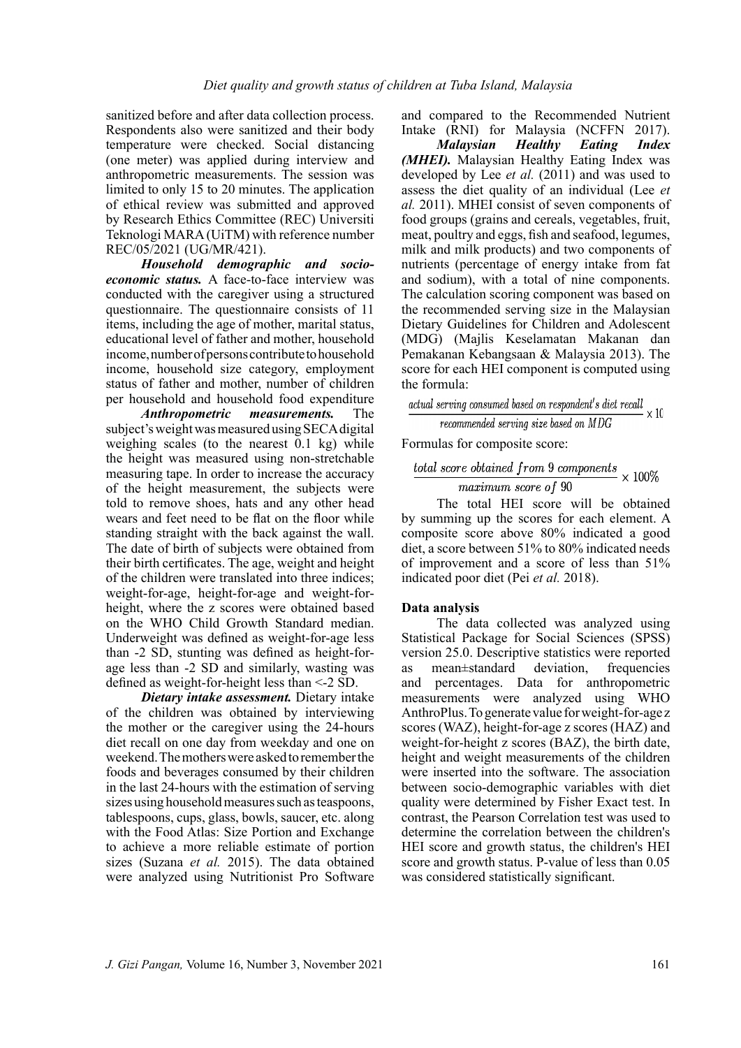sanitized before and after data collection process. Respondents also were sanitized and their body temperature were checked. Social distancing (one meter) was applied during interview and anthropometric measurements. The session was limited to only 15 to 20 minutes. The application of ethical review was submitted and approved by Research Ethics Committee (REC) Universiti Teknologi MARA (UiTM) with reference number REC/05/2021 (UG/MR/421).

***Household demographic and socio-economic status.*** A face-to-face interview was conducted with the caregiver using a structured questionnaire. The questionnaire consists of 11 items, including the age of mother, marital status, educational level of father and mother, household income, number of persons contribute to household income, household size category, employment status of father and mother, number of children per household and household food expenditure

***Anthropometric measurements.*** The subject's weight was measured using SECA digital weighing scales (to the nearest 0.1 kg) while the height was measured using non-stretchable measuring tape. In order to increase the accuracy of the height measurement, the subjects were told to remove shoes, hats and any other head wears and feet need to be flat on the floor while standing straight with the back against the wall. The date of birth of subjects were obtained from their birth certificates. The age, weight and height of the children were translated into three indices; weight-for-age, height-for-age and weight-for-height, where the z scores were obtained based on the WHO Child Growth Standard median. Underweight was defined as weight-for-age less than -2 SD, stunting was defined as height-for-age less than -2 SD and similarly, wasting was defined as weight-for-height less than <-2 SD.

***Dietary intake assessment.*** Dietary intake of the children was obtained by interviewing the mother or the caregiver using the 24-hours diet recall on one day from weekday and one on weekend. The mothers were asked to remember the foods and beverages consumed by their children in the last 24-hours with the estimation of serving sizes using household measures such as teaspoons, tablespoons, cups, glass, bowls, saucer, etc. along with the Food Atlas: Size Portion and Exchange to achieve a more reliable estimate of portion sizes (Suzana *et al.* 2015). The data obtained were analyzed using Nutritionist Pro Software and compared to the Recommended Nutrient Intake (RNI) for Malaysia (NCFFN 2017).

***Malaysian Healthy Eating Index (MHEI).*** Malaysian Healthy Eating Index was developed by Lee *et al.* (2011) and was used to assess the diet quality of an individual (Lee *et al.* 2011). MHEI consist of seven components of food groups (grains and cereals, vegetables, fruit, meat, poultry and eggs, fish and seafood, legumes, milk and milk products) and two components of nutrients (percentage of energy intake from fat and sodium), with a total of nine components. The calculation scoring component was based on the recommended serving size in the Malaysian Dietary Guidelines for Children and Adolescent (MDG) (Majlis Keselamatan Makanan dan Pemakanan Kebangsaan & Malaysia 2013). The score for each HEI component is computed using the formula:

$$\frac{\text{actual serving consumed based on respondent's diet recall}}{\text{recommended serving size based on MDG}} \times 10$$

Formulas for composite score:

$$\frac{\text{total score obtained from 9 components}}{\text{maximum score of 90}} \times 100\%$$

The total HEI score will be obtained by summing up the scores for each element. A composite score above 80% indicated a good diet, a score between 51% to 80% indicated needs of improvement and a score of less than 51% indicated poor diet (Pei *et al.* 2018).

## Data analysis

The data collected was analyzed using Statistical Package for Social Sciences (SPSS) version 25.0. Descriptive statistics were reported as mean±standard deviation, frequencies and percentages. Data for anthropometric measurements were analyzed using WHO AnthroPlus. To generate value for weight-for-age z scores (WAZ), height-for-age z scores (HAZ) and weight-for-height z scores (BAZ), the birth date, height and weight measurements of the children were inserted into the software. The association between socio-demographic variables with diet quality were determined by Fisher Exact test. In contrast, the Pearson Correlation test was used to determine the correlation between the children's HEI score and growth status, the children's HEI score and growth status. P-value of less than 0.05 was considered statistically significant.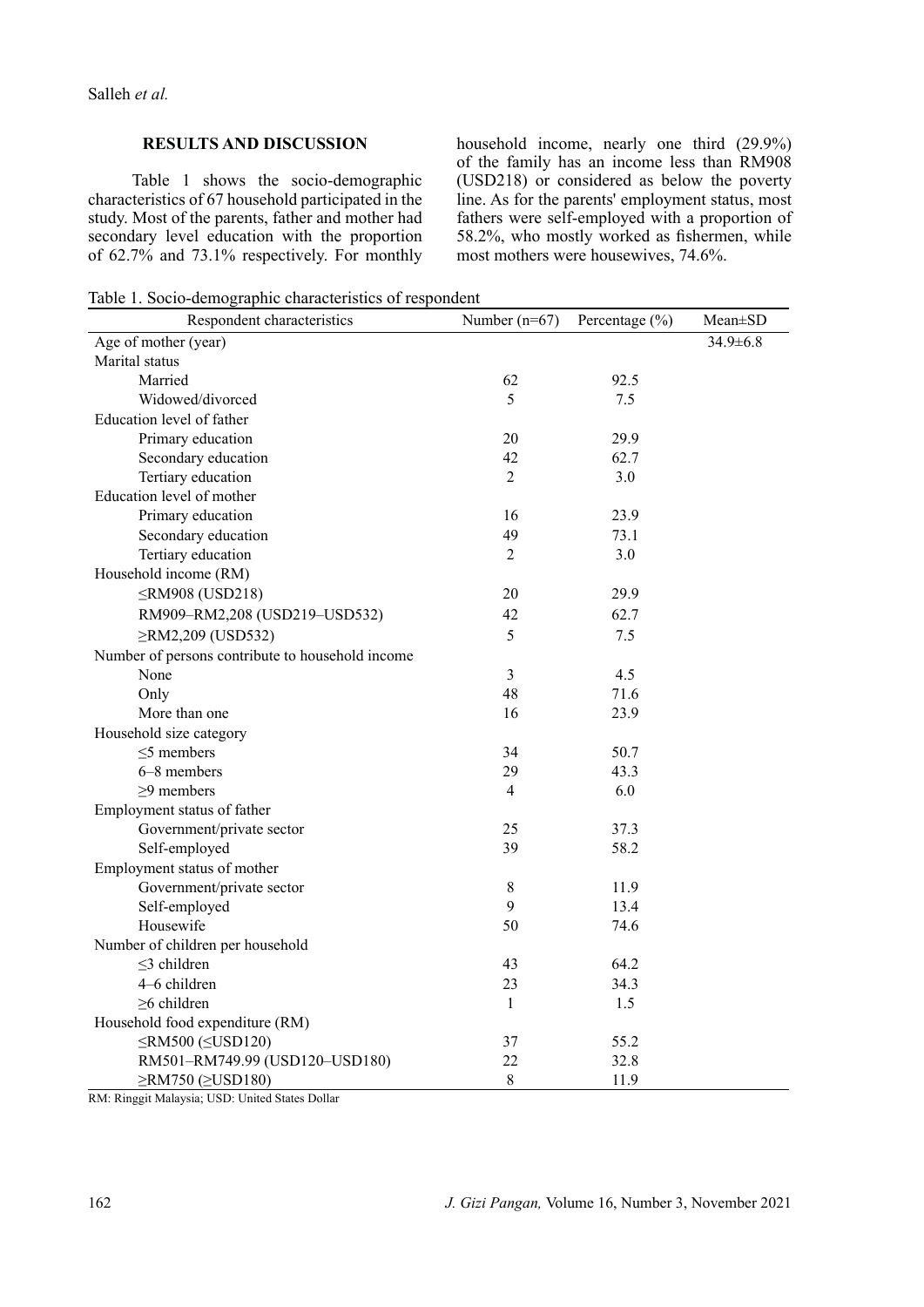## RESULTS AND DISCUSSION

Table 1 shows the socio-demographic characteristics of 67 household participated in the study. Most of the parents, father and mother had secondary level education with the proportion of 62.7% and 73.1% respectively. For monthly household income, nearly one third (29.9%) of the family has an income less than RM908 (USD218) or considered as below the poverty line. As for the parents' employment status, most fathers were self-employed with a proportion of 58.2%, who mostly worked as fishermen, while most mothers were housewives, 74.6%.

Table 1. Socio-demographic characteristics of respondent

| Respondent characteristics | Number (n=67) | Percentage (%) | Mean±SD |
|---|---|---|---|
| Age of mother (year) | | | 34.9±6.8 |
| Marital status | | | |
| Married | 62 | 92.5 | |
| Widowed/divorced | 5 | 7.5 | |
| Education level of father | | | |
| Primary education | 20 | 29.9 | |
| Secondary education | 42 | 62.7 | |
| Tertiary education | 2 | 3.0 | |
| Education level of mother | | | |
| Primary education | 16 | 23.9 | |
| Secondary education | 49 | 73.1 | |
| Tertiary education | 2 | 3.0 | |
| Household income (RM) | | | |
| ≤RM908 (USD218) | 20 | 29.9 | |
| RM909–RM2,208 (USD219–USD532) | 42 | 62.7 | |
| ≥RM2,209 (USD532) | 5 | 7.5 | |
| Number of persons contribute to household income | | | |
| None | 3 | 4.5 | |
| Only | 48 | 71.6 | |
| More than one | 16 | 23.9 | |
| Household size category | | | |
| ≤5 members | 34 | 50.7 | |
| 6–8 members | 29 | 43.3 | |
| ≥9 members | 4 | 6.0 | |
| Employment status of father | | | |
| Government/private sector | 25 | 37.3 | |
| Self-employed | 39 | 58.2 | |
| Employment status of mother | | | |
| Government/private sector | 8 | 11.9 | |
| Self-employed | 9 | 13.4 | |
| Housewife | 50 | 74.6 | |
| Number of children per household | | | |
| ≤3 children | 43 | 64.2 | |
| 4–6 children | 23 | 34.3 | |
| ≥6 children | 1 | 1.5 | |
| Household food expenditure (RM) | | | |
| ≤RM500 (≤USD120) | 37 | 55.2 | |
| RM501–RM749.99 (USD120–USD180) | 22 | 32.8 | |
| ≥RM750 (≥USD180) | 8 | 11.9 | |

RM: Ringgit Malaysia; USD: United States Dollar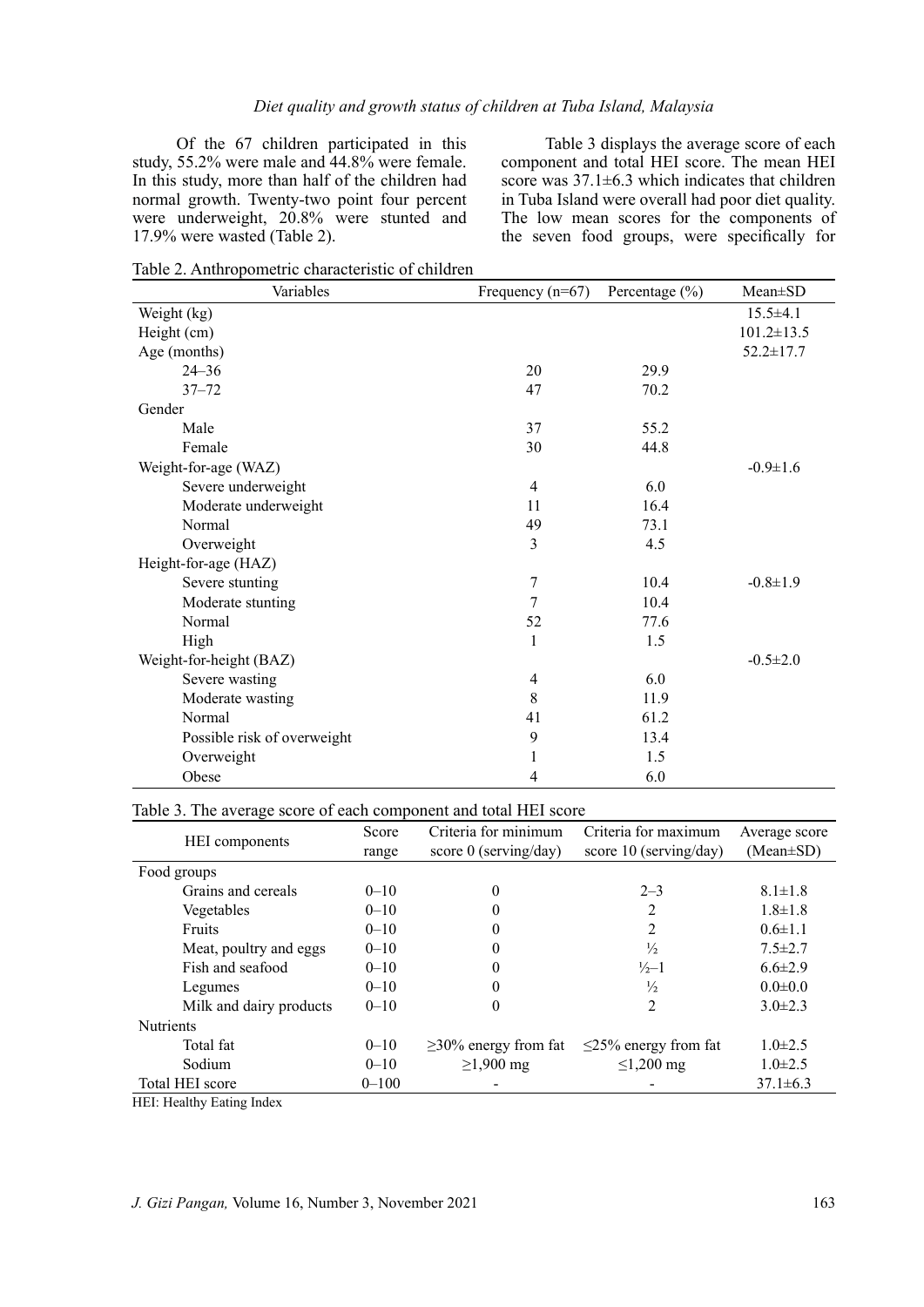Of the 67 children participated in this study, 55.2% were male and 44.8% were female. In this study, more than half of the children had normal growth. Twenty-two point four percent were underweight, 20.8% were stunted and 17.9% were wasted (Table 2).

Table 3 displays the average score of each component and total HEI score. The mean HEI score was 37.1±6.3 which indicates that children in Tuba Island were overall had poor diet quality. The low mean scores for the components of the seven food groups, were specifically for

Table 2. Anthropometric characteristic of children

| Variables | Frequency (n=67) | Percentage (%) | Mean±SD |
|---|---|---|---|
| Weight (kg) | | | 15.5±4.1 |
| Height (cm) | | | 101.2±13.5 |
| Age (months) | | | 52.2±17.7 |
| 24–36 | 20 | 29.9 | |
| 37–72 | 47 | 70.2 | |
| Gender | | | |
| Male | 37 | 55.2 | |
| Female | 30 | 44.8 | |
| Weight-for-age (WAZ) | | | -0.9±1.6 |
| Severe underweight | 4 | 6.0 | |
| Moderate underweight | 11 | 16.4 | |
| Normal | 49 | 73.1 | |
| Overweight | 3 | 4.5 | |
| Height-for-age (HAZ) | | | |
| Severe stunting | 7 | 10.4 | -0.8±1.9 |
| Moderate stunting | 7 | 10.4 | |
| Normal | 52 | 77.6 | |
| High | 1 | 1.5 | |
| Weight-for-height (BAZ) | | | -0.5±2.0 |
| Severe wasting | 4 | 6.0 | |
| Moderate wasting | 8 | 11.9 | |
| Normal | 41 | 61.2 | |
| Possible risk of overweight | 9 | 13.4 | |
| Overweight | 1 | 1.5 | |
| Obese | 4 | 6.0 | |

Table 3. The average score of each component and total HEI score

| HEI components | Score range | Criteria for minimum score 0 (serving/day) | Criteria for maximum score 10 (serving/day) | Average score (Mean±SD) |
|---|---|---|---|---|
| Food groups | | | | |
| Grains and cereals | 0–10 | 0 | 2–3 | 8.1±1.8 |
| Vegetables | 0–10 | 0 | 2 | 1.8±1.8 |
| Fruits | 0–10 | 0 | 2 | 0.6±1.1 |
| Meat, poultry and eggs | 0–10 | 0 | ½ | 7.5±2.7 |
| Fish and seafood | 0–10 | 0 | ½–1 | 6.6±2.9 |
| Legumes | 0–10 | 0 | ½ | 0.0±0.0 |
| Milk and dairy products | 0–10 | 0 | 2 | 3.0±2.3 |
| Nutrients | | | | |
| Total fat | 0–10 | ≥30% energy from fat | ≤25% energy from fat | 1.0±2.5 |
| Sodium | 0–10 | ≥1,900 mg | ≤1,200 mg | 1.0±2.5 |
| Total HEI score | 0–100 | - | - | 37.1±6.3 |

HEI: Healthy Eating Index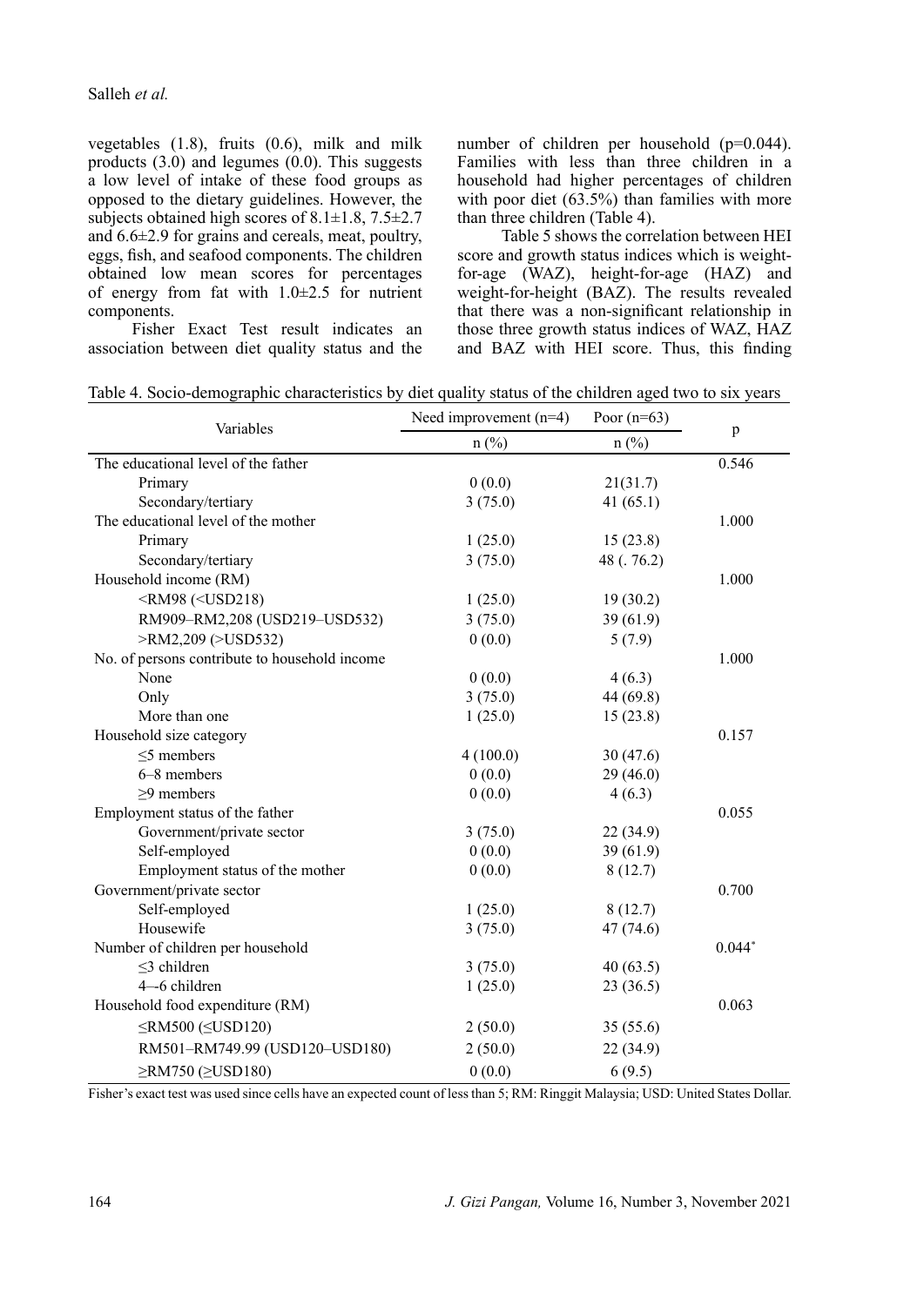vegetables (1.8), fruits (0.6), milk and milk products (3.0) and legumes (0.0). This suggests a low level of intake of these food groups as opposed to the dietary guidelines. However, the subjects obtained high scores of 8.1±1.8, 7.5±2.7 and 6.6±2.9 for grains and cereals, meat, poultry, eggs, fish, and seafood components. The children obtained low mean scores for percentages of energy from fat with 1.0±2.5 for nutrient components.

Fisher Exact Test result indicates an association between diet quality status and the number of children per household (p=0.044). Families with less than three children in a household had higher percentages of children with poor diet (63.5%) than families with more than three children (Table 4).

Table 5 shows the correlation between HEI score and growth status indices which is weight-for-age (WAZ), height-for-age (HAZ) and weight-for-height (BAZ). The results revealed that there was a non-significant relationship in those three growth status indices of WAZ, HAZ and BAZ with HEI score. Thus, this finding

Table 4. Socio-demographic characteristics by diet quality status of the children aged two to six years

| Variables | Need improvement (n=4) | Poor (n=63) | p |
|---|---|---|---|
| | n (%) | n (%) | |
| The educational level of the father | | | 0.546 |
| Primary | 0 (0.0) | 21(31.7) | |
| Secondary/tertiary | 3 (75.0) | 41 (65.1) | |
| The educational level of the mother | | | 1.000 |
| Primary | 1 (25.0) | 15 (23.8) | |
| Secondary/tertiary | 3 (75.0) | 48 (. 76.2) | |
| Household income (RM) | | | 1.000 |
| <RM98 (<USD218) | 1 (25.0) | 19 (30.2) | |
| RM909–RM2,208 (USD219–USD532) | 3 (75.0) | 39 (61.9) | |
| >RM2,209 (>USD532) | 0 (0.0) | 5 (7.9) | |
| No. of persons contribute to household income | | | 1.000 |
| None | 0 (0.0) | 4 (6.3) | |
| Only | 3 (75.0) | 44 (69.8) | |
| More than one | 1 (25.0) | 15 (23.8) | |
| Household size category | | | 0.157 |
| ≤5 members | 4 (100.0) | 30 (47.6) | |
| 6–8 members | 0 (0.0) | 29 (46.0) | |
| ≥9 members | 0 (0.0) | 4 (6.3) | |
| Employment status of the father | | | 0.055 |
| Government/private sector | 3 (75.0) | 22 (34.9) | |
| Self-employed | 0 (0.0) | 39 (61.9) | |
| Employment status of the mother | 0 (0.0) | 8 (12.7) | |
| Government/private sector | | | 0.700 |
| Self-employed | 1 (25.0) | 8 (12.7) | |
| Housewife | 3 (75.0) | 47 (74.6) | |
| Number of children per household | | | 0.044* |
| ≤3 children | 3 (75.0) | 40 (63.5) | |
| 4–-6 children | 1 (25.0) | 23 (36.5) | |
| Household food expenditure (RM) | | | 0.063 |
| ≤RM500 (≤USD120) | 2 (50.0) | 35 (55.6) | |
| RM501–RM749.99 (USD120–USD180) | 2 (50.0) | 22 (34.9) | |
| ≥RM750 (≥USD180) | 0 (0.0) | 6 (9.5) | |

Fisher's exact test was used since cells have an expected count of less than 5; RM: Ringgit Malaysia; USD: United States Dollar.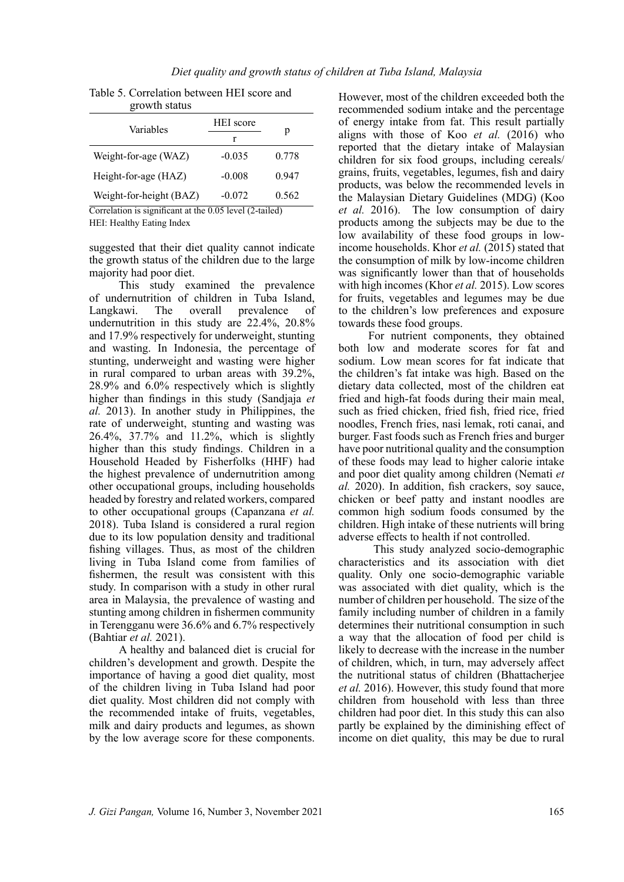Table 5. Correlation between HEI score and growth status

| Variables | HEI score | p |
|---|---|---|
| | r | |
| Weight-for-age (WAZ) | -0.035 | 0.778 |
| Height-for-age (HAZ) | -0.008 | 0.947 |
| Weight-for-height (BAZ) | -0.072 | 0.562 |

Correlation is significant at the 0.05 level (2-tailed)
HEI: Healthy Eating Index

suggested that their diet quality cannot indicate the growth status of the children due to the large majority had poor diet.

This study examined the prevalence of undernutrition of children in Tuba Island, Langkawi. The overall prevalence of undernutrition in this study are 22.4%, 20.8% and 17.9% respectively for underweight, stunting and wasting. In Indonesia, the percentage of stunting, underweight and wasting were higher in rural compared to urban areas with 39.2%, 28.9% and 6.0% respectively which is slightly higher than findings in this study (Sandjaja *et al.* 2013). In another study in Philippines, the rate of underweight, stunting and wasting was 26.4%, 37.7% and 11.2%, which is slightly higher than this study findings. Children in a Household Headed by Fisherfolks (HHF) had the highest prevalence of undernutrition among other occupational groups, including households headed by forestry and related workers, compared to other occupational groups (Capanzana *et al.* 2018). Tuba Island is considered a rural region due to its low population density and traditional fishing villages. Thus, as most of the children living in Tuba Island come from families of fishermen, the result was consistent with this study. In comparison with a study in other rural area in Malaysia, the prevalence of wasting and stunting among children in fishermen community in Terengganu were 36.6% and 6.7% respectively (Bahtiar *et al.* 2021).

A healthy and balanced diet is crucial for children's development and growth. Despite the importance of having a good diet quality, most of the children living in Tuba Island had poor diet quality. Most children did not comply with the recommended intake of fruits, vegetables, milk and dairy products and legumes, as shown by the low average score for these components. However, most of the children exceeded both the recommended sodium intake and the percentage of energy intake from fat. This result partially aligns with those of Koo *et al.* (2016) who reported that the dietary intake of Malaysian children for six food groups, including cereals/grains, fruits, vegetables, legumes, fish and dairy products, was below the recommended levels in the Malaysian Dietary Guidelines (MDG) (Koo *et al.* 2016). The low consumption of dairy products among the subjects may be due to the low availability of these food groups in low-income households. Khor *et al.* (2015) stated that the consumption of milk by low-income children was significantly lower than that of households with high incomes (Khor *et al.* 2015). Low scores for fruits, vegetables and legumes may be due to the children's low preferences and exposure towards these food groups.

For nutrient components, they obtained both low and moderate scores for fat and sodium. Low mean scores for fat indicate that the children's fat intake was high. Based on the dietary data collected, most of the children eat fried and high-fat foods during their main meal, such as fried chicken, fried fish, fried rice, fried noodles, French fries, nasi lemak, roti canai, and burger. Fast foods such as French fries and burger have poor nutritional quality and the consumption of these foods may lead to higher calorie intake and poor diet quality among children (Nemati *et al.* 2020). In addition, fish crackers, soy sauce, chicken or beef patty and instant noodles are common high sodium foods consumed by the children. High intake of these nutrients will bring adverse effects to health if not controlled.

This study analyzed socio-demographic characteristics and its association with diet quality. Only one socio-demographic variable was associated with diet quality, which is the number of children per household. The size of the family including number of children in a family determines their nutritional consumption in such a way that the allocation of food per child is likely to decrease with the increase in the number of children, which, in turn, may adversely affect the nutritional status of children (Bhattacherjee *et al.* 2016). However, this study found that more children from household with less than three children had poor diet. In this study this can also partly be explained by the diminishing effect of income on diet quality, this may be due to rural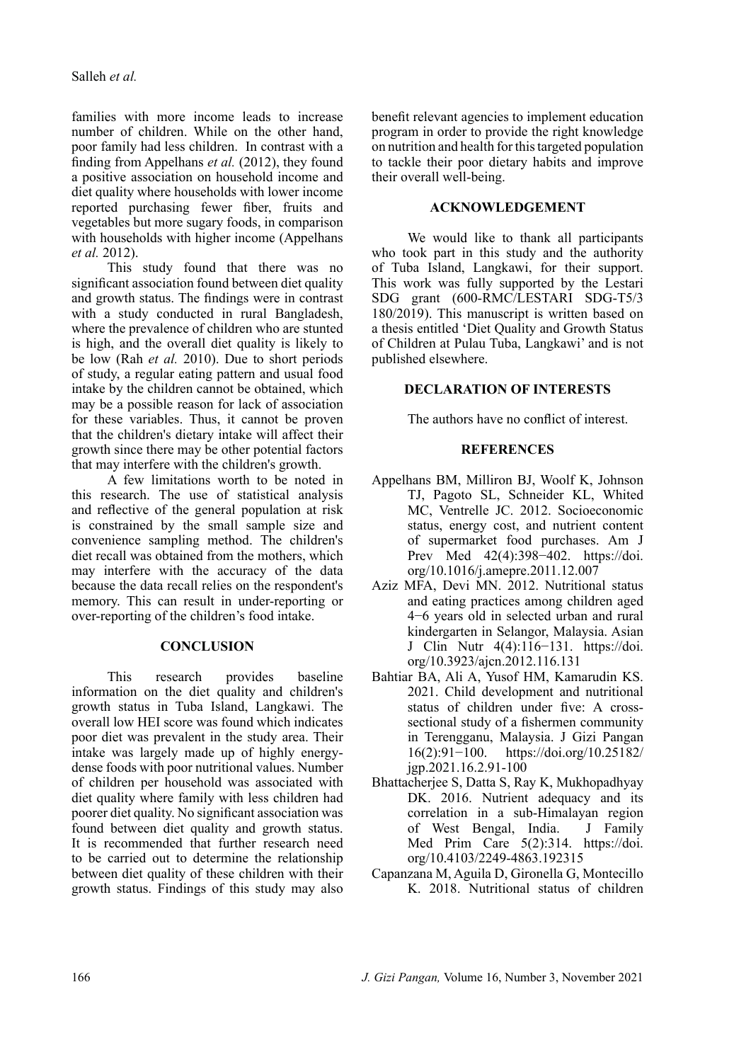families with more income leads to increase number of children. While on the other hand, poor family had less children. In contrast with a finding from Appelhans *et al.* (2012), they found a positive association on household income and diet quality where households with lower income reported purchasing fewer fiber, fruits and vegetables but more sugary foods, in comparison with households with higher income (Appelhans *et al.* 2012).

This study found that there was no significant association found between diet quality and growth status. The findings were in contrast with a study conducted in rural Bangladesh, where the prevalence of children who are stunted is high, and the overall diet quality is likely to be low (Rah *et al.* 2010). Due to short periods of study, a regular eating pattern and usual food intake by the children cannot be obtained, which may be a possible reason for lack of association for these variables. Thus, it cannot be proven that the children's dietary intake will affect their growth since there may be other potential factors that may interfere with the children's growth.

A few limitations worth to be noted in this research. The use of statistical analysis and reflective of the general population at risk is constrained by the small sample size and convenience sampling method. The children's diet recall was obtained from the mothers, which may interfere with the accuracy of the data because the data recall relies on the respondent's memory. This can result in under-reporting or over-reporting of the children's food intake.

## CONCLUSION

This research provides baseline information on the diet quality and children's growth status in Tuba Island, Langkawi. The overall low HEI score was found which indicates poor diet was prevalent in the study area. Their intake was largely made up of highly energy-dense foods with poor nutritional values. Number of children per household was associated with diet quality where family with less children had poorer diet quality. No significant association was found between diet quality and growth status. It is recommended that further research need to be carried out to determine the relationship between diet quality of these children with their growth status. Findings of this study may also benefit relevant agencies to implement education program in order to provide the right knowledge on nutrition and health for this targeted population to tackle their poor dietary habits and improve their overall well-being.

## ACKNOWLEDGEMENT

We would like to thank all participants who took part in this study and the authority of Tuba Island, Langkawi, for their support. This work was fully supported by the Lestari SDG grant (600-RMC/LESTARI SDG-T5/3 180/2019). This manuscript is written based on a thesis entitled 'Diet Quality and Growth Status of Children at Pulau Tuba, Langkawi' and is not published elsewhere.

## DECLARATION OF INTERESTS

The authors have no conflict of interest.

## REFERENCES

Appelhans BM, Milliron BJ, Woolf K, Johnson TJ, Pagoto SL, Schneider KL, Whited MC, Ventrelle JC. 2012. Socioeconomic status, energy cost, and nutrient content of supermarket food purchases. Am J Prev Med 42(4):398−402. https://doi.org/10.1016/j.amepre.2011.12.007

Aziz MFA, Devi MN. 2012. Nutritional status and eating practices among children aged 4−6 years old in selected urban and rural kindergarten in Selangor, Malaysia. Asian J Clin Nutr 4(4):116−131. https://doi.org/10.3923/ajcn.2012.116.131

Bahtiar BA, Ali A, Yusof HM, Kamarudin KS. 2021. Child development and nutritional status of children under five: A cross-sectional study of a fishermen community in Terengganu, Malaysia. J Gizi Pangan 16(2):91−100. https://doi.org/10.25182/jgp.2021.16.2.91-100

Bhattacherjee S, Datta S, Ray K, Mukhopadhyay DK. 2016. Nutrient adequacy and its correlation in a sub-Himalayan region of West Bengal, India. J Family Med Prim Care 5(2):314. https://doi.org/10.4103/2249-4863.192315

Capanzana M, Aguila D, Gironella G, Montecillo K. 2018. Nutritional status of children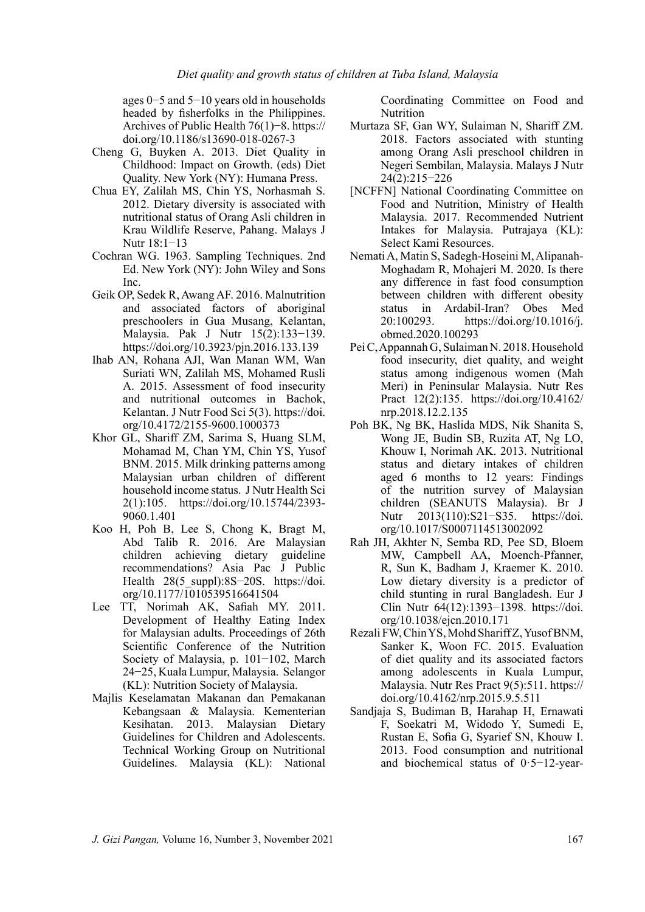ages 0−5 and 5−10 years old in households headed by fisherfolks in the Philippines. Archives of Public Health 76(1)−8. https://doi.org/10.1186/s13690-018-0267-3

Cheng G, Buyken A. 2013. Diet Quality in Childhood: Impact on Growth. (eds) Diet Quality. New York (NY): Humana Press.

Chua EY, Zalilah MS, Chin YS, Norhasmah S. 2012. Dietary diversity is associated with nutritional status of Orang Asli children in Krau Wildlife Reserve, Pahang. Malays J Nutr 18:1−13

Cochran WG. 1963. Sampling Techniques. 2nd Ed. New York (NY): John Wiley and Sons Inc.

Geik OP, Sedek R, Awang AF. 2016. Malnutrition and associated factors of aboriginal preschoolers in Gua Musang, Kelantan, Malaysia. Pak J Nutr 15(2):133−139. https://doi.org/10.3923/pjn.2016.133.139

Ihab AN, Rohana AJI, Wan Manan WM, Wan Suriati WN, Zalilah MS, Mohamed Rusli A. 2015. Assessment of food insecurity and nutritional outcomes in Bachok, Kelantan. J Nutr Food Sci 5(3). https://doi.org/10.4172/2155-9600.1000373

Khor GL, Shariff ZM, Sarima S, Huang SLM, Mohamad M, Chan YM, Chin YS, Yusof BNM. 2015. Milk drinking patterns among Malaysian urban children of different household income status. J Nutr Health Sci 2(1):105. https://doi.org/10.15744/2393-9060.1.401

Koo H, Poh B, Lee S, Chong K, Bragt M, Abd Talib R. 2016. Are Malaysian children achieving dietary guideline recommendations? Asia Pac J Public Health 28(5_suppl):8S−20S. https://doi.org/10.1177/1010539516641504

Lee TT, Norimah AK, Safiah MY. 2011. Development of Healthy Eating Index for Malaysian adults. Proceedings of 26th Scientific Conference of the Nutrition Society of Malaysia, p. 101−102, March 24−25, Kuala Lumpur, Malaysia. Selangor (KL): Nutrition Society of Malaysia.

Majlis Keselamatan Makanan dan Pemakanan Kebangsaan & Malaysia. Kementerian Kesihatan. 2013. Malaysian Dietary Guidelines for Children and Adolescents. Technical Working Group on Nutritional Guidelines. Malaysia (KL): National Coordinating Committee on Food and Nutrition

Murtaza SF, Gan WY, Sulaiman N, Shariff ZM. 2018. Factors associated with stunting among Orang Asli preschool children in Negeri Sembilan, Malaysia. Malays J Nutr 24(2):215−226

[NCFFN] National Coordinating Committee on Food and Nutrition, Ministry of Health Malaysia. 2017. Recommended Nutrient Intakes for Malaysia. Putrajaya (KL): Select Kami Resources.

Nemati A, Matin S, Sadegh-Hoseini M, Alipanah-Moghadam R, Mohajeri M. 2020. Is there any difference in fast food consumption between children with different obesity status in Ardabil-Iran? Obes Med 20:100293. https://doi.org/10.1016/j.obmed.2020.100293

Pei C, Appannah G, Sulaiman N. 2018. Household food insecurity, diet quality, and weight status among indigenous women (Mah Meri) in Peninsular Malaysia. Nutr Res Pract 12(2):135. https://doi.org/10.4162/nrp.2018.12.2.135

Poh BK, Ng BK, Haslida MDS, Nik Shanita S, Wong JE, Budin SB, Ruzita AT, Ng LO, Khouw I, Norimah AK. 2013. Nutritional status and dietary intakes of children aged 6 months to 12 years: Findings of the nutrition survey of Malaysian children (SEANUTS Malaysia). Br J Nutr 2013(110):S21−S35. https://doi.org/10.1017/S0007114513002092

Rah JH, Akhter N, Semba RD, Pee SD, Bloem MW, Campbell AA, Moench-Pfanner, R, Sun K, Badham J, Kraemer K. 2010. Low dietary diversity is a predictor of child stunting in rural Bangladesh. Eur J Clin Nutr 64(12):1393−1398. https://doi.org/10.1038/ejcn.2010.171

Rezali FW, Chin YS, Mohd Shariff Z, Yusof BNM, Sanker K, Woon FC. 2015. Evaluation of diet quality and its associated factors among adolescents in Kuala Lumpur, Malaysia. Nutr Res Pract 9(5):511. https://doi.org/10.4162/nrp.2015.9.5.511

Sandjaja S, Budiman B, Harahap H, Ernawati F, Soekatri M, Widodo Y, Sumedi E, Rustan E, Sofia G, Syarief SN, Khouw I. 2013. Food consumption and nutritional and biochemical status of 0·5−12-year-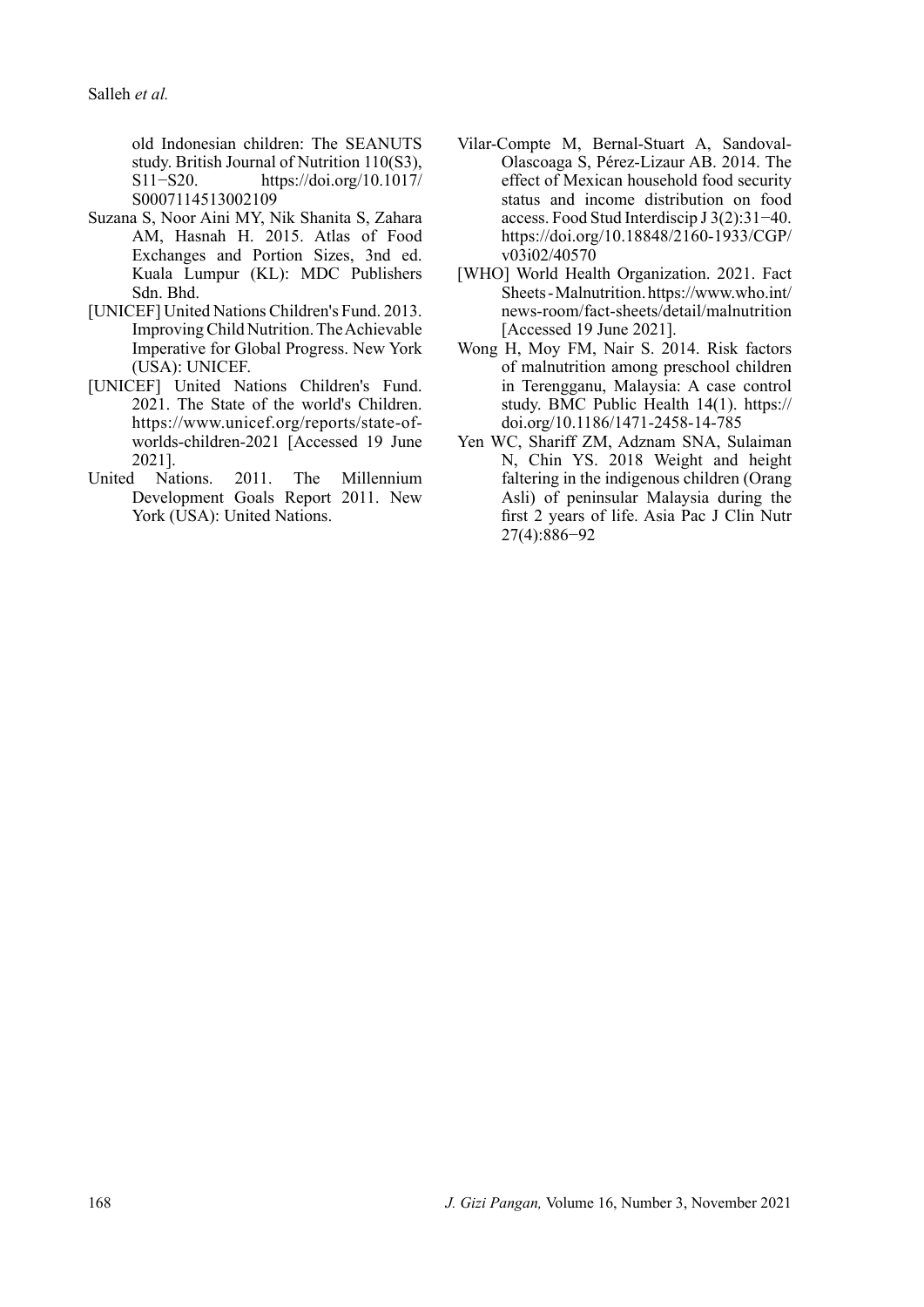old Indonesian children: The SEANUTS study. British Journal of Nutrition 110(S3), S11−S20. https://doi.org/10.1017/S0007114513002109

Suzana S, Noor Aini MY, Nik Shanita S, Zahara AM, Hasnah H. 2015. Atlas of Food Exchanges and Portion Sizes, 3nd ed. Kuala Lumpur (KL): MDC Publishers Sdn. Bhd.

[UNICEF] United Nations Children's Fund. 2013. Improving Child Nutrition. The Achievable Imperative for Global Progress. New York (USA): UNICEF.

[UNICEF] United Nations Children's Fund. 2021. The State of the world's Children. https://www.unicef.org/reports/state-of-worlds-children-2021 [Accessed 19 June 2021].

United Nations. 2011. The Millennium Development Goals Report 2011. New York (USA): United Nations.

Vilar-Compte M, Bernal-Stuart A, Sandoval-Olascoaga S, Pérez-Lizaur AB. 2014. The effect of Mexican household food security status and income distribution on food access. Food Stud Interdiscip J 3(2):31−40. https://doi.org/10.18848/2160-1933/CGP/v03i02/40570

[WHO] World Health Organization. 2021. Fact Sheets - Malnutrition. https://www.who.int/news-room/fact-sheets/detail/malnutrition [Accessed 19 June 2021].

Wong H, Moy FM, Nair S. 2014. Risk factors of malnutrition among preschool children in Terengganu, Malaysia: A case control study. BMC Public Health 14(1). https://doi.org/10.1186/1471-2458-14-785

Yen WC, Shariff ZM, Adznam SNA, Sulaiman N, Chin YS. 2018 Weight and height faltering in the indigenous children (Orang Asli) of peninsular Malaysia during the first 2 years of life. Asia Pac J Clin Nutr 27(4):886−92